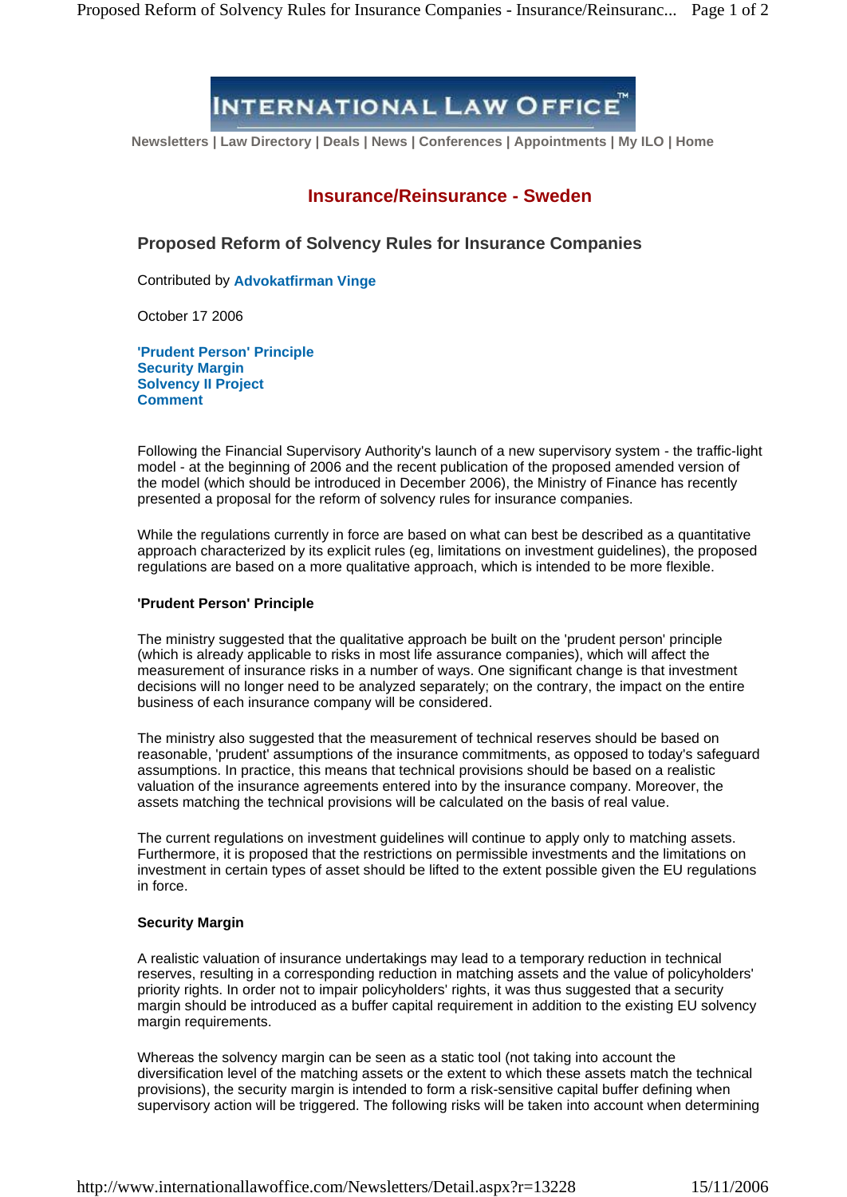INTERNATIONAL LAW OFFICE™

Newsletters | Law Directory | Deals | News | Conferences | Appointments | My ILO | Home

## Insurance/Reinsurance - Sweden

# Proposed Reform of Solvency Rules for Insurance Companies

Contributed by **Advokatfirman Vinge**

October 17 2006

**'Prudent Person' Principle**
**Security Margin**
**Solvency II Project**
**Comment**

Following the Financial Supervisory Authority's launch of a new supervisory system - the traffic-light model - at the beginning of 2006 and the recent publication of the proposed amended version of the model (which should be introduced in December 2006), the Ministry of Finance has recently presented a proposal for the reform of solvency rules for insurance companies.

While the regulations currently in force are based on what can best be described as a quantitative approach characterized by its explicit rules (eg, limitations on investment guidelines), the proposed regulations are based on a more qualitative approach, which is intended to be more flexible.

**'Prudent Person' Principle**

The ministry suggested that the qualitative approach be built on the 'prudent person' principle (which is already applicable to risks in most life assurance companies), which will affect the measurement of insurance risks in a number of ways. One significant change is that investment decisions will no longer need to be analyzed separately; on the contrary, the impact on the entire business of each insurance company will be considered.

The ministry also suggested that the measurement of technical reserves should be based on reasonable, 'prudent' assumptions of the insurance commitments, as opposed to today's safeguard assumptions. In practice, this means that technical provisions should be based on a realistic valuation of the insurance agreements entered into by the insurance company. Moreover, the assets matching the technical provisions will be calculated on the basis of real value.

The current regulations on investment guidelines will continue to apply only to matching assets. Furthermore, it is proposed that the restrictions on permissible investments and the limitations on investment in certain types of asset should be lifted to the extent possible given the EU regulations in force.

**Security Margin**

A realistic valuation of insurance undertakings may lead to a temporary reduction in technical reserves, resulting in a corresponding reduction in matching assets and the value of policyholders' priority rights. In order not to impair policyholders' rights, it was thus suggested that a security margin should be introduced as a buffer capital requirement in addition to the existing EU solvency margin requirements.

Whereas the solvency margin can be seen as a static tool (not taking into account the diversification level of the matching assets or the extent to which these assets match the technical provisions), the security margin is intended to form a risk-sensitive capital buffer defining when supervisory action will be triggered. The following risks will be taken into account when determining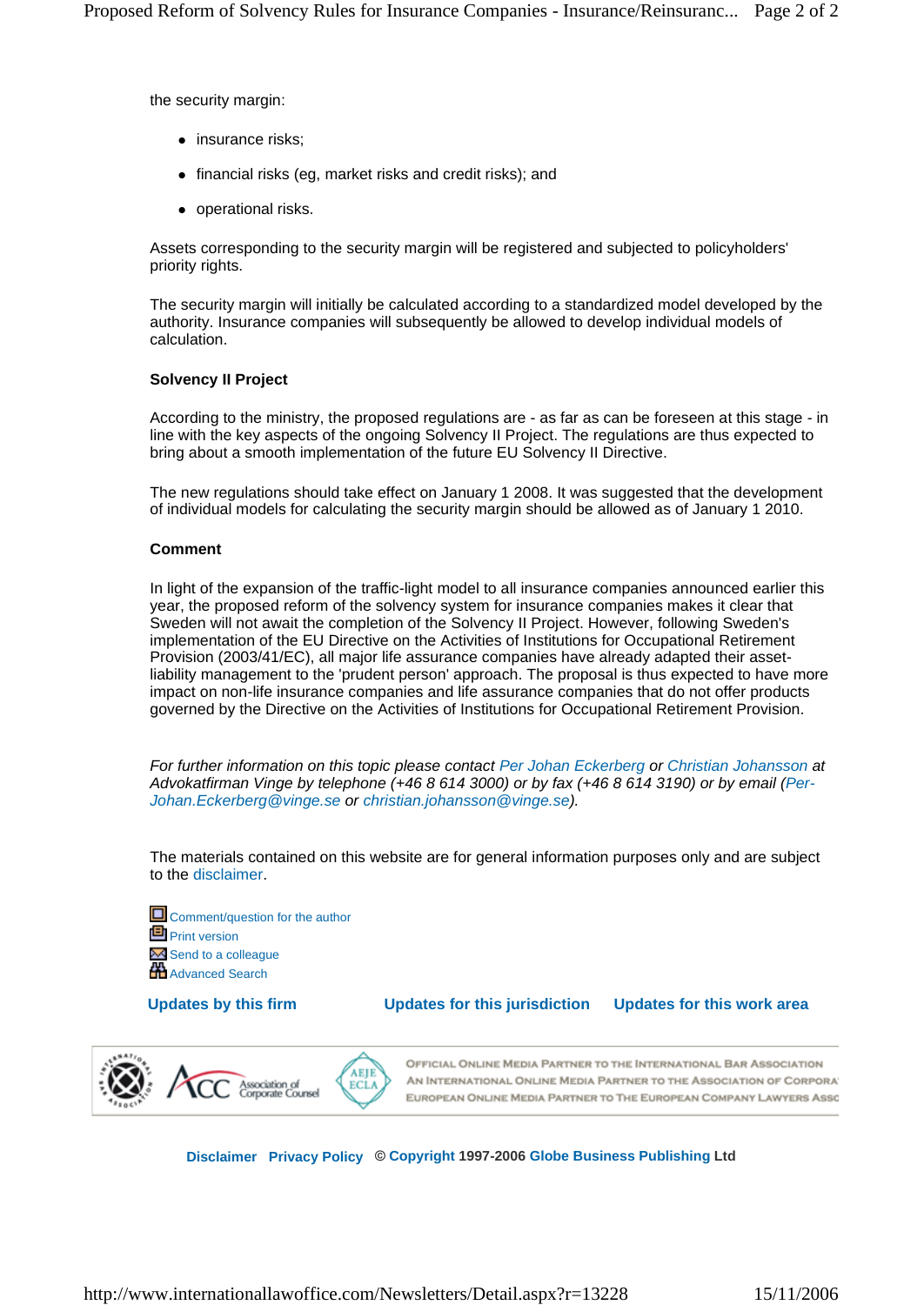the security margin:

- insurance risks;
- financial risks (eg, market risks and credit risks); and
- operational risks.

Assets corresponding to the security margin will be registered and subjected to policyholders' priority rights.

The security margin will initially be calculated according to a standardized model developed by the authority. Insurance companies will subsequently be allowed to develop individual models of calculation.

**Solvency II Project**

According to the ministry, the proposed regulations are - as far as can be foreseen at this stage - in line with the key aspects of the ongoing Solvency II Project. The regulations are thus expected to bring about a smooth implementation of the future EU Solvency II Directive.

The new regulations should take effect on January 1 2008. It was suggested that the development of individual models for calculating the security margin should be allowed as of January 1 2010.

**Comment**

In light of the expansion of the traffic-light model to all insurance companies announced earlier this year, the proposed reform of the solvency system for insurance companies makes it clear that Sweden will not await the completion of the Solvency II Project. However, following Sweden's implementation of the EU Directive on the Activities of Institutions for Occupational Retirement Provision (2003/41/EC), all major life assurance companies have already adapted their asset-liability management to the 'prudent person' approach. The proposal is thus expected to have more impact on non-life insurance companies and life assurance companies that do not offer products governed by the Directive on the Activities of Institutions for Occupational Retirement Provision.

*For further information on this topic please contact Per Johan Eckerberg or Christian Johansson at Advokatfirman Vinge by telephone (+46 8 614 3000) or by fax (+46 8 614 3190) or by email (Per-Johan.Eckerberg@vinge.se or christian.johansson@vinge.se).*

The materials contained on this website are for general information purposes only and are subject to the disclaimer.

Comment/question for the author
Print version
Send to a colleague
Advanced Search

**Updates by this firm** **Updates for this jurisdiction** **Updates for this work area**

OFFICIAL ONLINE MEDIA PARTNER TO THE INTERNATIONAL BAR ASSOCIATION
AN INTERNATIONAL ONLINE MEDIA PARTNER TO THE ASSOCIATION OF CORPORA
EUROPEAN ONLINE MEDIA PARTNER TO THE EUROPEAN COMPANY LAWYERS ASSC

**Disclaimer** **Privacy Policy** **© Copyright 1997-2006 Globe Business Publishing Ltd**